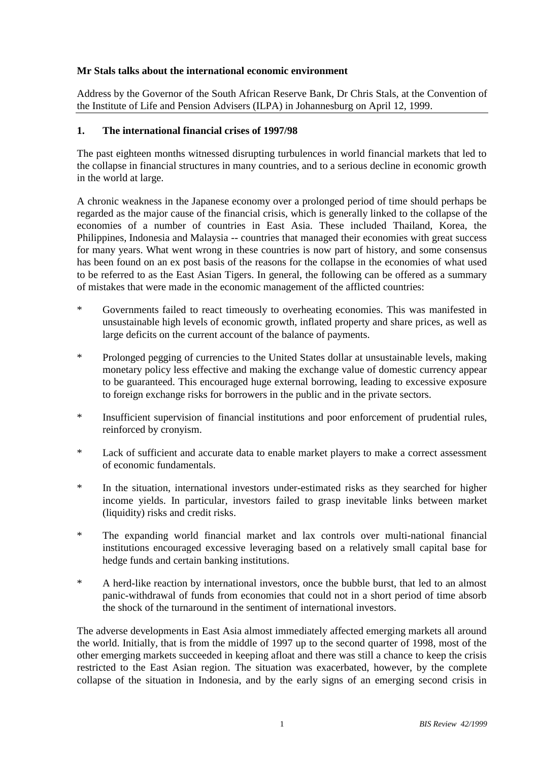**Mr Stals talks about the international economic environment**

Address by the Governor of the South African Reserve Bank, Dr Chris Stals, at the Convention of the Institute of Life and Pension Advisers (ILPA) in Johannesburg on April 12, 1999.

**1. The international financial crises of 1997/98**

The past eighteen months witnessed disrupting turbulences in world financial markets that led to the collapse in financial structures in many countries, and to a serious decline in economic growth in the world at large.

A chronic weakness in the Japanese economy over a prolonged period of time should perhaps be regarded as the major cause of the financial crisis, which is generally linked to the collapse of the economies of a number of countries in East Asia. These included Thailand, Korea, the Philippines, Indonesia and Malaysia -- countries that managed their economies with great success for many years. What went wrong in these countries is now part of history, and some consensus has been found on an ex post basis of the reasons for the collapse in the economies of what used to be referred to as the East Asian Tigers. In general, the following can be offered as a summary of mistakes that were made in the economic management of the afflicted countries:

- Governments failed to react timeously to overheating economies. This was manifested in unsustainable high levels of economic growth, inflated property and share prices, as well as large deficits on the current account of the balance of payments.
- Prolonged pegging of currencies to the United States dollar at unsustainable levels, making monetary policy less effective and making the exchange value of domestic currency appear to be guaranteed. This encouraged huge external borrowing, leading to excessive exposure to foreign exchange risks for borrowers in the public and in the private sectors.
- Insufficient supervision of financial institutions and poor enforcement of prudential rules, reinforced by cronyism.
- Lack of sufficient and accurate data to enable market players to make a correct assessment of economic fundamentals.
- In the situation, international investors under-estimated risks as they searched for higher income yields. In particular, investors failed to grasp inevitable links between market (liquidity) risks and credit risks.
- The expanding world financial market and lax controls over multi-national financial institutions encouraged excessive leveraging based on a relatively small capital base for hedge funds and certain banking institutions.
- A herd-like reaction by international investors, once the bubble burst, that led to an almost panic-withdrawal of funds from economies that could not in a short period of time absorb the shock of the turnaround in the sentiment of international investors.

The adverse developments in East Asia almost immediately affected emerging markets all around the world. Initially, that is from the middle of 1997 up to the second quarter of 1998, most of the other emerging markets succeeded in keeping afloat and there was still a chance to keep the crisis restricted to the East Asian region. The situation was exacerbated, however, by the complete collapse of the situation in Indonesia, and by the early signs of an emerging second crisis in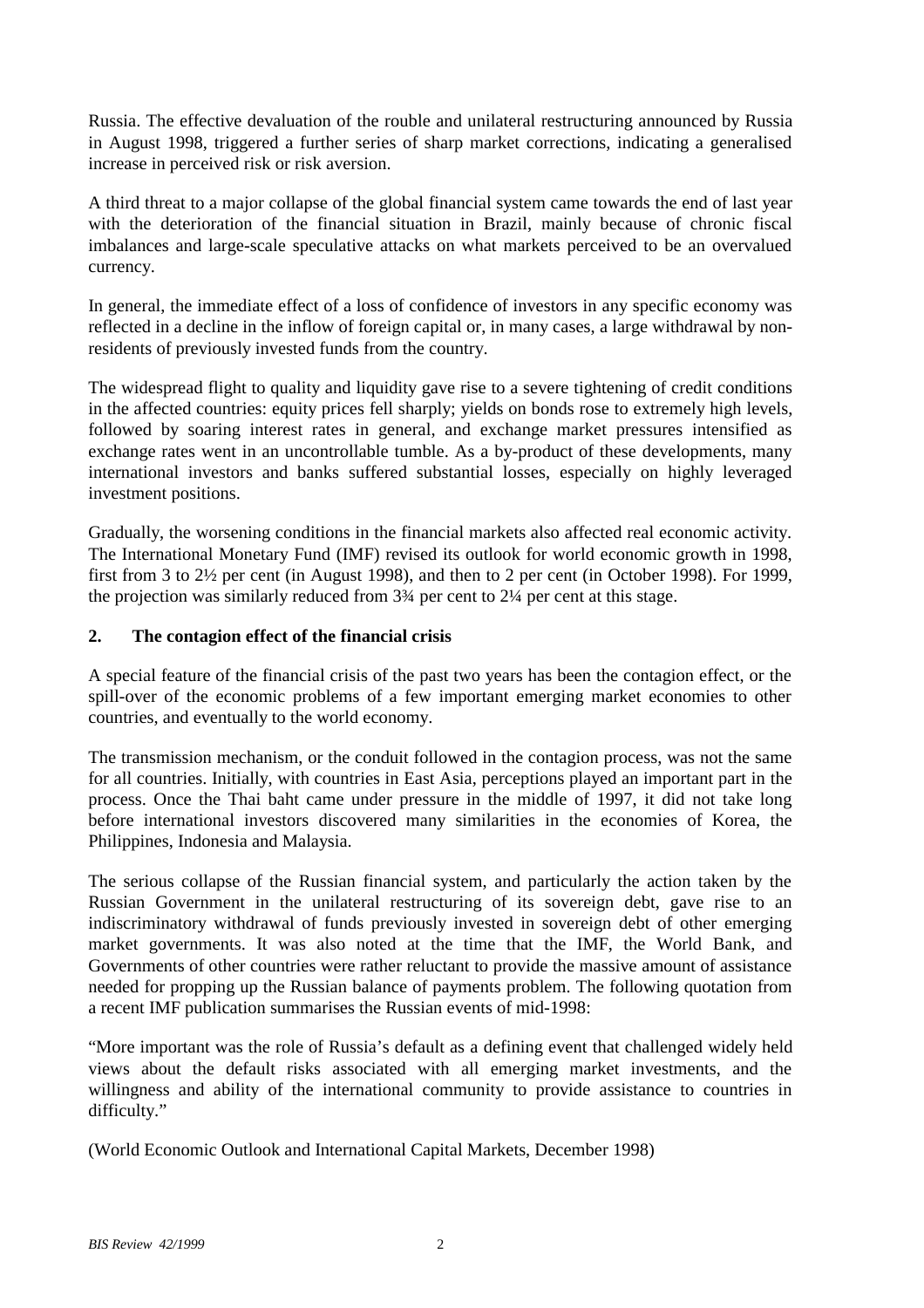Russia. The effective devaluation of the rouble and unilateral restructuring announced by Russia in August 1998, triggered a further series of sharp market corrections, indicating a generalised increase in perceived risk or risk aversion.

A third threat to a major collapse of the global financial system came towards the end of last year with the deterioration of the financial situation in Brazil, mainly because of chronic fiscal imbalances and large-scale speculative attacks on what markets perceived to be an overvalued currency.

In general, the immediate effect of a loss of confidence of investors in any specific economy was reflected in a decline in the inflow of foreign capital or, in many cases, a large withdrawal by non-residents of previously invested funds from the country.

The widespread flight to quality and liquidity gave rise to a severe tightening of credit conditions in the affected countries: equity prices fell sharply; yields on bonds rose to extremely high levels, followed by soaring interest rates in general, and exchange market pressures intensified as exchange rates went in an uncontrollable tumble. As a by-product of these developments, many international investors and banks suffered substantial losses, especially on highly leveraged investment positions.

Gradually, the worsening conditions in the financial markets also affected real economic activity. The International Monetary Fund (IMF) revised its outlook for world economic growth in 1998, first from 3 to 2½ per cent (in August 1998), and then to 2 per cent (in October 1998). For 1999, the projection was similarly reduced from 3¾ per cent to 2¼ per cent at this stage.

## 2. The contagion effect of the financial crisis

A special feature of the financial crisis of the past two years has been the contagion effect, or the spill-over of the economic problems of a few important emerging market economies to other countries, and eventually to the world economy.

The transmission mechanism, or the conduit followed in the contagion process, was not the same for all countries. Initially, with countries in East Asia, perceptions played an important part in the process. Once the Thai baht came under pressure in the middle of 1997, it did not take long before international investors discovered many similarities in the economies of Korea, the Philippines, Indonesia and Malaysia.

The serious collapse of the Russian financial system, and particularly the action taken by the Russian Government in the unilateral restructuring of its sovereign debt, gave rise to an indiscriminatory withdrawal of funds previously invested in sovereign debt of other emerging market governments. It was also noted at the time that the IMF, the World Bank, and Governments of other countries were rather reluctant to provide the massive amount of assistance needed for propping up the Russian balance of payments problem. The following quotation from a recent IMF publication summarises the Russian events of mid-1998:

"More important was the role of Russia's default as a defining event that challenged widely held views about the default risks associated with all emerging market investments, and the willingness and ability of the international community to provide assistance to countries in difficulty."

(World Economic Outlook and International Capital Markets, December 1998)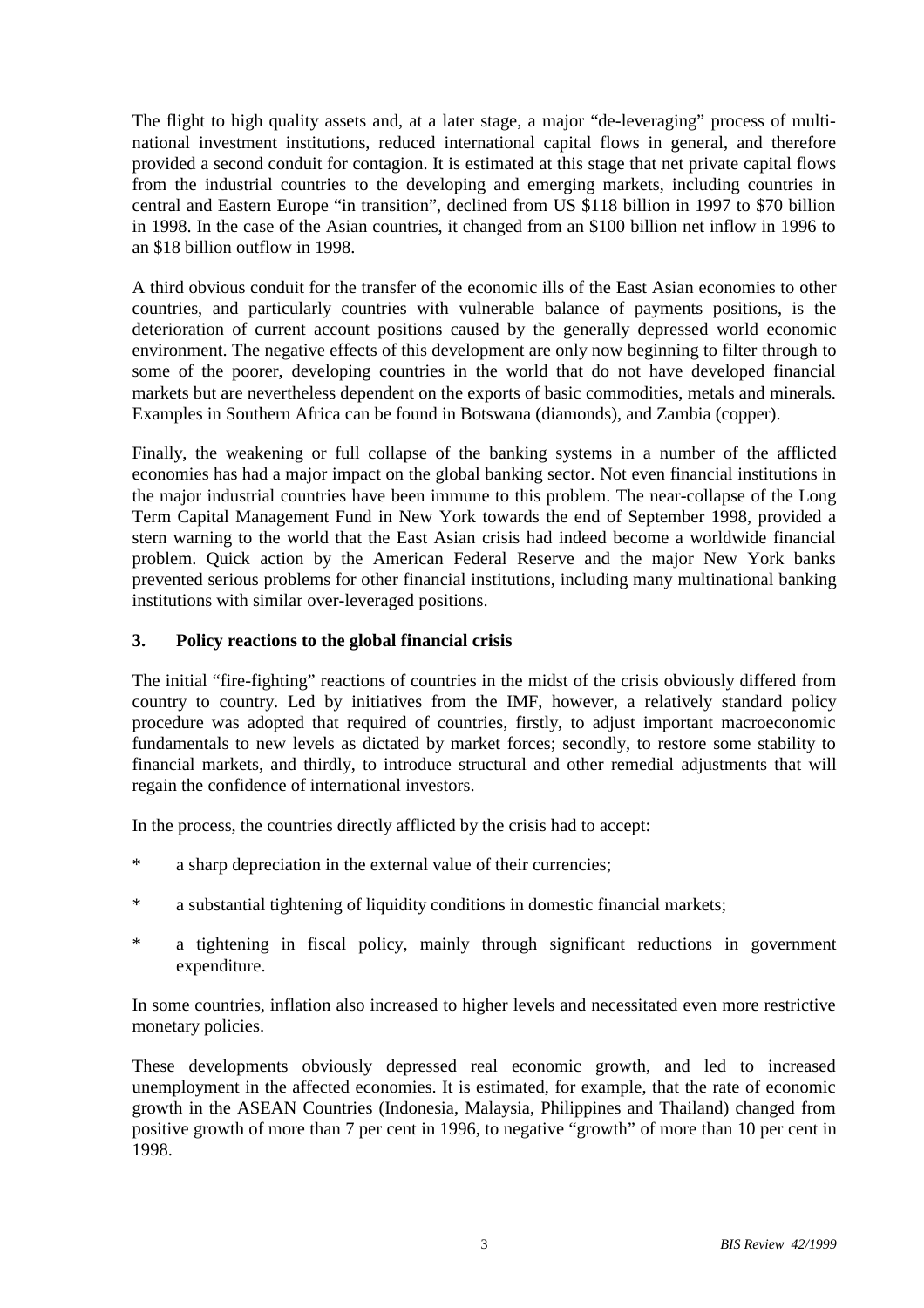The flight to high quality assets and, at a later stage, a major "de-leveraging" process of multi-national investment institutions, reduced international capital flows in general, and therefore provided a second conduit for contagion. It is estimated at this stage that net private capital flows from the industrial countries to the developing and emerging markets, including countries in central and Eastern Europe "in transition", declined from US $118 billion in 1997 to $70 billion in 1998. In the case of the Asian countries, it changed from an $100 billion net inflow in 1996 to an $18 billion outflow in 1998.

A third obvious conduit for the transfer of the economic ills of the East Asian economies to other countries, and particularly countries with vulnerable balance of payments positions, is the deterioration of current account positions caused by the generally depressed world economic environment. The negative effects of this development are only now beginning to filter through to some of the poorer, developing countries in the world that do not have developed financial markets but are nevertheless dependent on the exports of basic commodities, metals and minerals. Examples in Southern Africa can be found in Botswana (diamonds), and Zambia (copper).

Finally, the weakening or full collapse of the banking systems in a number of the afflicted economies has had a major impact on the global banking sector. Not even financial institutions in the major industrial countries have been immune to this problem. The near-collapse of the Long Term Capital Management Fund in New York towards the end of September 1998, provided a stern warning to the world that the East Asian crisis had indeed become a worldwide financial problem. Quick action by the American Federal Reserve and the major New York banks prevented serious problems for other financial institutions, including many multinational banking institutions with similar over-leveraged positions.

### 3. Policy reactions to the global financial crisis

The initial "fire-fighting" reactions of countries in the midst of the crisis obviously differed from country to country. Led by initiatives from the IMF, however, a relatively standard policy procedure was adopted that required of countries, firstly, to adjust important macroeconomic fundamentals to new levels as dictated by market forces; secondly, to restore some stability to financial markets, and thirdly, to introduce structural and other remedial adjustments that will regain the confidence of international investors.

In the process, the countries directly afflicted by the crisis had to accept:

* a sharp depreciation in the external value of their currencies;
* a substantial tightening of liquidity conditions in domestic financial markets;
* a tightening in fiscal policy, mainly through significant reductions in government expenditure.

In some countries, inflation also increased to higher levels and necessitated even more restrictive monetary policies.

These developments obviously depressed real economic growth, and led to increased unemployment in the affected economies. It is estimated, for example, that the rate of economic growth in the ASEAN Countries (Indonesia, Malaysia, Philippines and Thailand) changed from positive growth of more than 7 per cent in 1996, to negative "growth" of more than 10 per cent in 1998.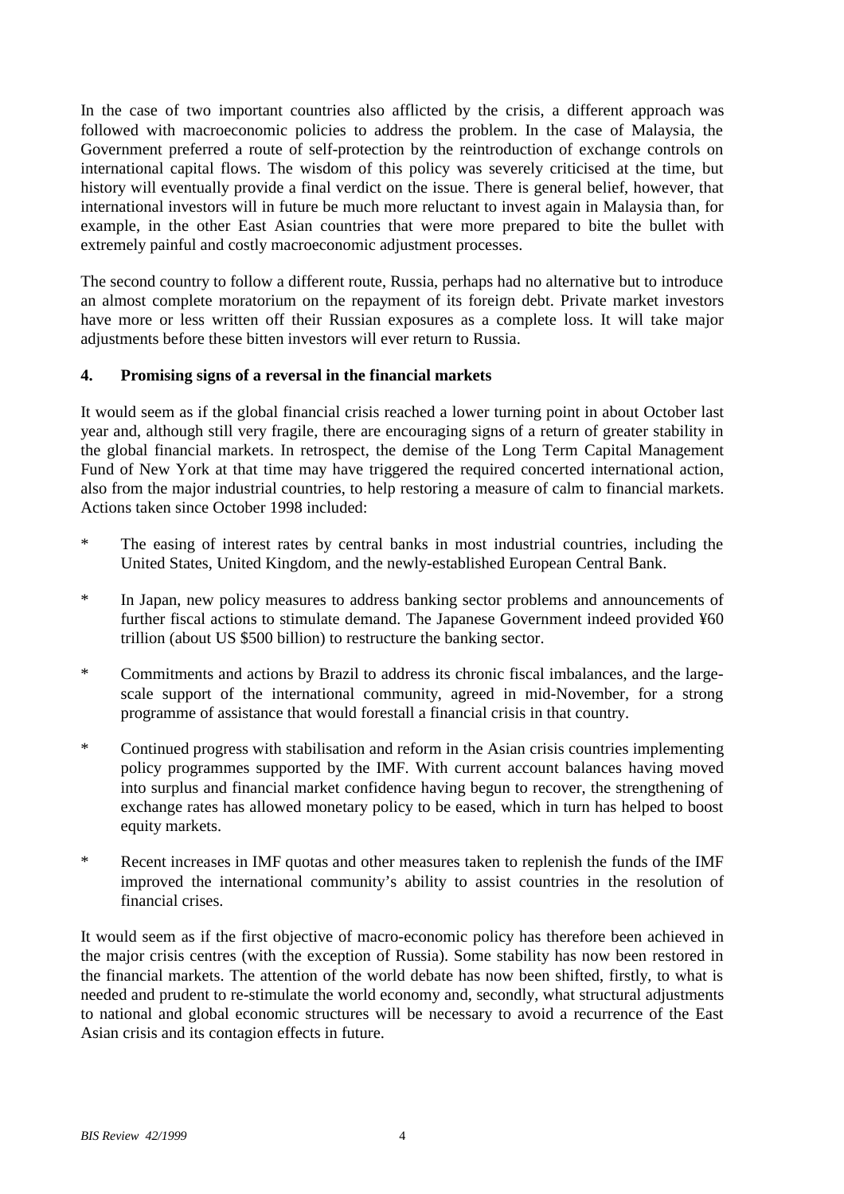In the case of two important countries also afflicted by the crisis, a different approach was followed with macroeconomic policies to address the problem. In the case of Malaysia, the Government preferred a route of self-protection by the reintroduction of exchange controls on international capital flows. The wisdom of this policy was severely criticised at the time, but history will eventually provide a final verdict on the issue. There is general belief, however, that international investors will in future be much more reluctant to invest again in Malaysia than, for example, in the other East Asian countries that were more prepared to bite the bullet with extremely painful and costly macroeconomic adjustment processes.

The second country to follow a different route, Russia, perhaps had no alternative but to introduce an almost complete moratorium on the repayment of its foreign debt. Private market investors have more or less written off their Russian exposures as a complete loss. It will take major adjustments before these bitten investors will ever return to Russia.

## 4. Promising signs of a reversal in the financial markets

It would seem as if the global financial crisis reached a lower turning point in about October last year and, although still very fragile, there are encouraging signs of a return of greater stability in the global financial markets. In retrospect, the demise of the Long Term Capital Management Fund of New York at that time may have triggered the required concerted international action, also from the major industrial countries, to help restoring a measure of calm to financial markets. Actions taken since October 1998 included:

* The easing of interest rates by central banks in most industrial countries, including the United States, United Kingdom, and the newly-established European Central Bank.
* In Japan, new policy measures to address banking sector problems and announcements of further fiscal actions to stimulate demand. The Japanese Government indeed provided ¥60 trillion (about US $500 billion) to restructure the banking sector.
* Commitments and actions by Brazil to address its chronic fiscal imbalances, and the large-scale support of the international community, agreed in mid-November, for a strong programme of assistance that would forestall a financial crisis in that country.
* Continued progress with stabilisation and reform in the Asian crisis countries implementing policy programmes supported by the IMF. With current account balances having moved into surplus and financial market confidence having begun to recover, the strengthening of exchange rates has allowed monetary policy to be eased, which in turn has helped to boost equity markets.
* Recent increases in IMF quotas and other measures taken to replenish the funds of the IMF improved the international community's ability to assist countries in the resolution of financial crises.

It would seem as if the first objective of macro-economic policy has therefore been achieved in the major crisis centres (with the exception of Russia). Some stability has now been restored in the financial markets. The attention of the world debate has now been shifted, firstly, to what is needed and prudent to re-stimulate the world economy and, secondly, what structural adjustments to national and global economic structures will be necessary to avoid a recurrence of the East Asian crisis and its contagion effects in future.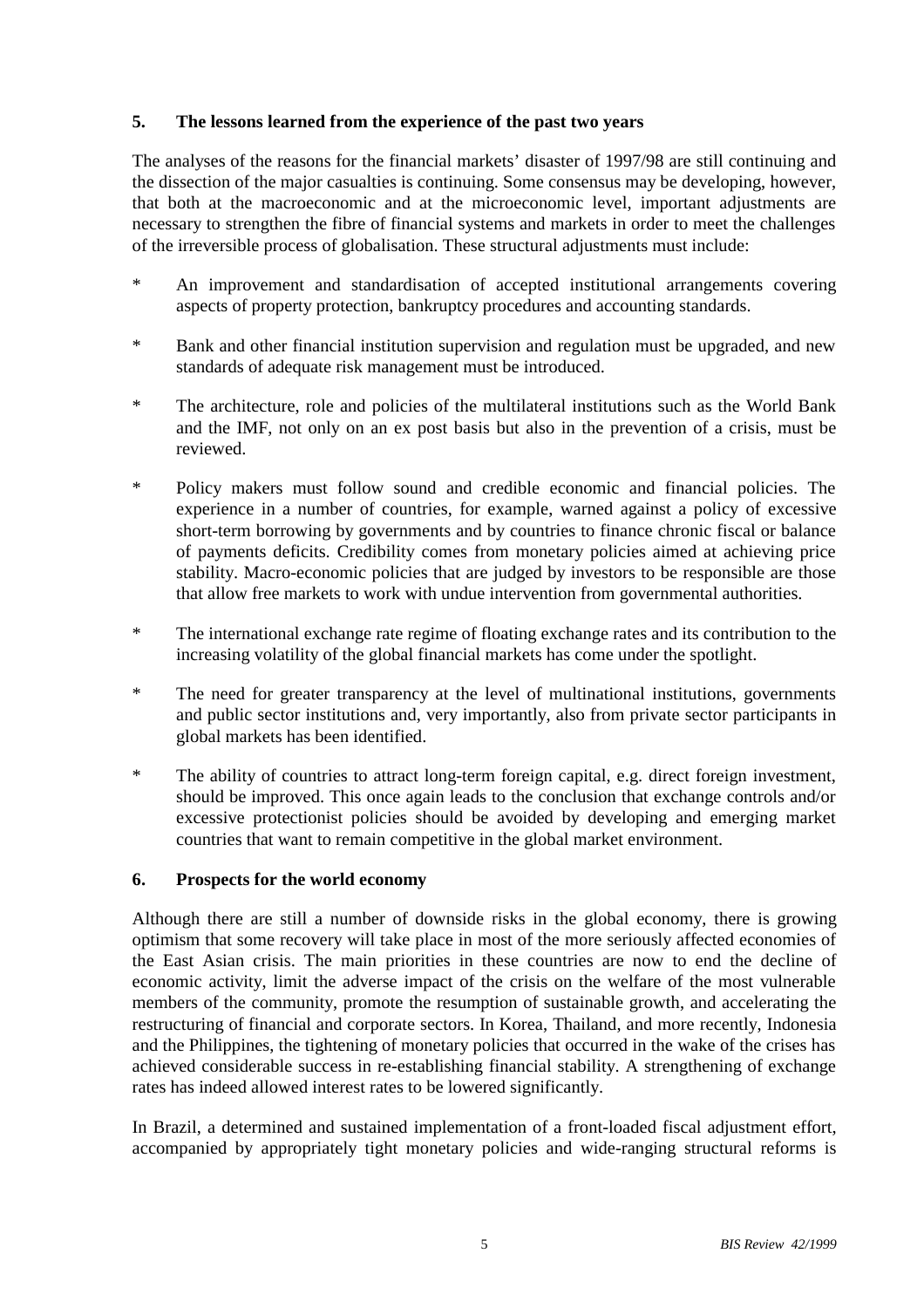## 5. The lessons learned from the experience of the past two years

The analyses of the reasons for the financial markets' disaster of 1997/98 are still continuing and the dissection of the major casualties is continuing. Some consensus may be developing, however, that both at the macroeconomic and at the microeconomic level, important adjustments are necessary to strengthen the fibre of financial systems and markets in order to meet the challenges of the irreversible process of globalisation. These structural adjustments must include:

\* An improvement and standardisation of accepted institutional arrangements covering aspects of property protection, bankruptcy procedures and accounting standards.

\* Bank and other financial institution supervision and regulation must be upgraded, and new standards of adequate risk management must be introduced.

\* The architecture, role and policies of the multilateral institutions such as the World Bank and the IMF, not only on an ex post basis but also in the prevention of a crisis, must be reviewed.

\* Policy makers must follow sound and credible economic and financial policies. The experience in a number of countries, for example, warned against a policy of excessive short-term borrowing by governments and by countries to finance chronic fiscal or balance of payments deficits. Credibility comes from monetary policies aimed at achieving price stability. Macro-economic policies that are judged by investors to be responsible are those that allow free markets to work with undue intervention from governmental authorities.

\* The international exchange rate regime of floating exchange rates and its contribution to the increasing volatility of the global financial markets has come under the spotlight.

\* The need for greater transparency at the level of multinational institutions, governments and public sector institutions and, very importantly, also from private sector participants in global markets has been identified.

\* The ability of countries to attract long-term foreign capital, e.g. direct foreign investment, should be improved. This once again leads to the conclusion that exchange controls and/or excessive protectionist policies should be avoided by developing and emerging market countries that want to remain competitive in the global market environment.

## 6. Prospects for the world economy

Although there are still a number of downside risks in the global economy, there is growing optimism that some recovery will take place in most of the more seriously affected economies of the East Asian crisis. The main priorities in these countries are now to end the decline of economic activity, limit the adverse impact of the crisis on the welfare of the most vulnerable members of the community, promote the resumption of sustainable growth, and accelerating the restructuring of financial and corporate sectors. In Korea, Thailand, and more recently, Indonesia and the Philippines, the tightening of monetary policies that occurred in the wake of the crises has achieved considerable success in re-establishing financial stability. A strengthening of exchange rates has indeed allowed interest rates to be lowered significantly.

In Brazil, a determined and sustained implementation of a front-loaded fiscal adjustment effort, accompanied by appropriately tight monetary policies and wide-ranging structural reforms is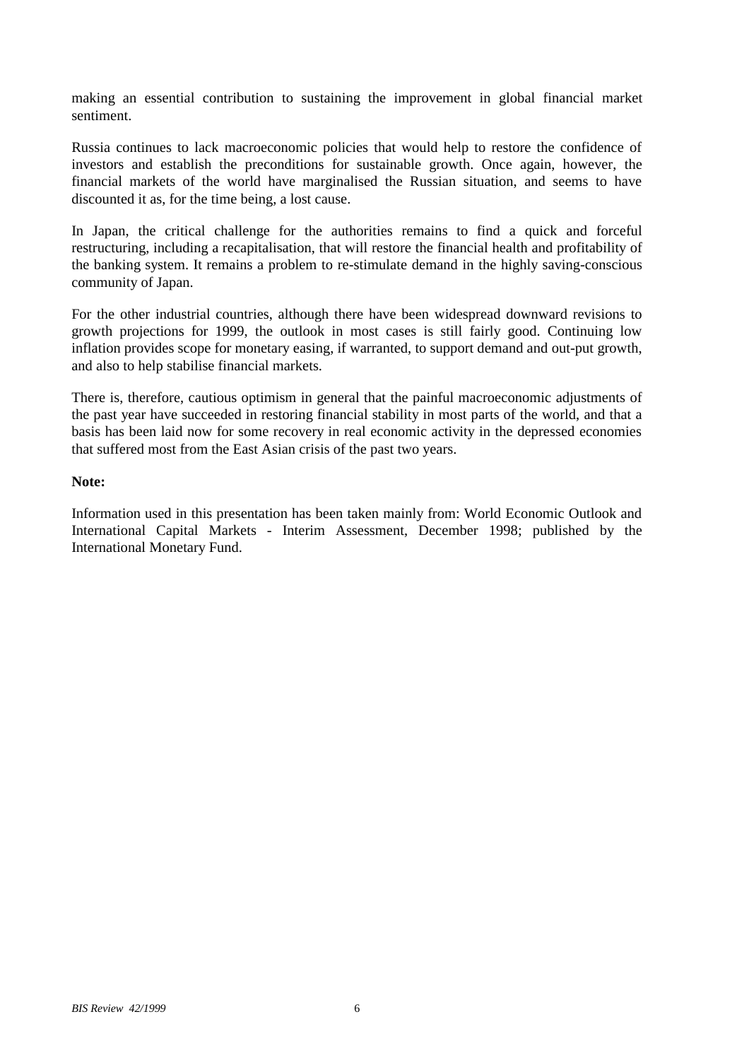making an essential contribution to sustaining the improvement in global financial market sentiment.

Russia continues to lack macroeconomic policies that would help to restore the confidence of investors and establish the preconditions for sustainable growth. Once again, however, the financial markets of the world have marginalised the Russian situation, and seems to have discounted it as, for the time being, a lost cause.

In Japan, the critical challenge for the authorities remains to find a quick and forceful restructuring, including a recapitalisation, that will restore the financial health and profitability of the banking system. It remains a problem to re-stimulate demand in the highly saving-conscious community of Japan.

For the other industrial countries, although there have been widespread downward revisions to growth projections for 1999, the outlook in most cases is still fairly good. Continuing low inflation provides scope for monetary easing, if warranted, to support demand and out-put growth, and also to help stabilise financial markets.

There is, therefore, cautious optimism in general that the painful macroeconomic adjustments of the past year have succeeded in restoring financial stability in most parts of the world, and that a basis has been laid now for some recovery in real economic activity in the depressed economies that suffered most from the East Asian crisis of the past two years.

**Note:**

Information used in this presentation has been taken mainly from: World Economic Outlook and International Capital Markets - Interim Assessment, December 1998; published by the International Monetary Fund.